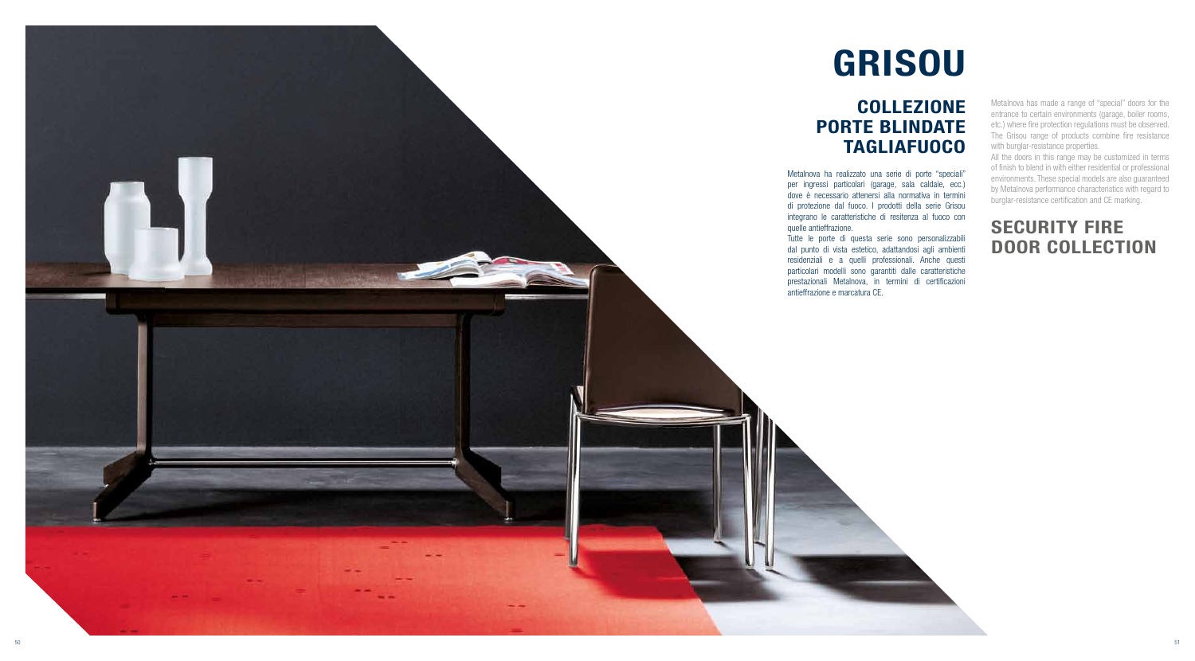# GRISOU

## COLLEZIONE PORTE BLINDATE TAGLIAFUOCO

Metalnova ha realizzato una serie di porte "speciali" per ingressi particolari (garage, sala caldaie, ecc.) dove è necessario attenersi alla normativa in termini di protezione dal fuoco. I prodotti della serie Grisou integrano le caratteristiche di resitenza al fuoco con quelle antieffrazione.

Tutte le porte di questa serie sono personalizzabili dal punto di vista estetico, adattandosi agli ambienti residenziali e a quelli professionali. Anche questi particolari modelli sono garantiti dalle caratteristiche prestazionali Metalnova, in termini di certificazioni antieffrazione e marcatura CE.

Metalnova has made a range of "special" doors for the entrance to certain environments (garage, boiler rooms, etc.) where fire protection regulations must be observed. The Grisou range of products combine fire resistance with burglar-resistance properties.

All the doors in this range may be customized in terms of finish to blend in with either residential or professional environments. These special models are also guaranteed by Metalnova performance characteristics with regard to burglar-resistance certification and CE marking.

## SECURITY FIRE DOOR COLLECTION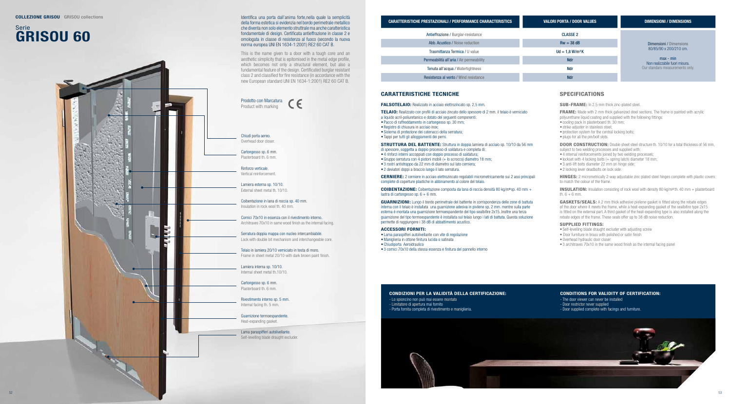**COLLEZIONE GRISOU** GRISOU collections

Serie

# GRISOU 60

Identifica una porta dall'anima forte,nella quale la semplicità della forma estetica si evidenzia nel bordo perimetrale metallico che diventa non solo elemento struttrale ma anche caratteristica fondamentale di design. Certificata antieffrazione in classe 2 e omologata in classe di resistenza al fuoco (secondo la nuova norma europea UNI EN 1634-1:2001) RE2 60 CAT B.

This is the name given to a door with a tough core and an aesthetic simplicity that is epitomised in the metal edge profile, which becomes not only a structural element, but also a fundamental feature of the design. Certificated burglar resistant class 2 and classified for fire resistance (in accordance with the new European standard UNI EN 1634-1:2001) RE2 60 CAT B.

Prodotto con Marcatura CE
Product with marking

Chiudi porta aereo.
Overhead door closer.

Cartongesso sp. 6 mm.
Plasterboard th. 6 mm.

Rinforzo verticale.
Vertical reinforcement.

Lamiera esterna sp. 10/10.
External sheet metal th. 10/10.

Coibentazione in lana di roccia sp. 40 mm.
Insulation in rock wool th. 40 mm.

Cornici 70x10 in essenza con il rivestimento interno.
Architraves 70x10 in same wood finish as the internal facing.

Serratura doppia mappa con nucleo intercambiabile.
Lock with double bit mechanism and interchangeable core.

Telaio in lamiera 20/10 verniciato in testa di moro.
Frame in sheet metal 20/10 with dark brown paint finish.

Lamiera interna sp. 10/10.
Internal sheet metal th.10/10.

Cartongesso sp. 6 mm.
Plasterboard th. 6 mm.

Rivestimento interno sp. 5 mm.
Internal facing th. 5 mm.

Guarnizione termoespandente.
Heat-expanding gasket.

Lama paraspifferi autolivellante.
Self-levelling blade draught excluder.

| CARATTERISTICHE PRESTAZIONALI / PERFORMANCE CHARACTERISTICS | VALORI PORTA / DOOR VALUES | DIMENSIONI / DIMENSIONS |
|---|---|---|
| Antieffrazione / Burglar-resistance | CLASSE 2 | Dimensioni / Dimensions 80/85/90 x 200/210 cm. max - min Non realizzabile fuori misura. Our standars measurements only. |
| Abb. Acustico / Noise reduction | Rw = 38 dB | |
| Trasmittanza Termica / U value | Ud = 1,8 W/m²K | |
| Permeabilità all'aria / Air permeability | Ndr | |
| Tenuta all'acqua / Watertightness | Ndr | |
| Resistenza al vento / Wind resistance | Ndr | |

## CARATTERISTICHE TECNICHE

**FALSOTELAIO:** Realizzato in acciaio elettrozincato sp. 2,5 mm.

**TELAIO:** Realizzato con profili di acciaio zincato dello spessore di 2 mm. il telaio è verniciato a liquido acril-poliuretanico e dotato dei seguenti componenti:
- Pacco di raffreddamento in cartongesso sp. 30 mm;
- Registro di chiusura in acciaio inox;
- Sistema di protezione dei catenacci della serratura;
- Tappi per tutti gli alloggiamenti dei perni.

**STRUTTURA DEL BATTENTE:** Struttura in doppia lamiera di acciaio sp. 10/10 da 56 mm di spessore, soggetta a doppio processo di saldatura e completa di:
- 4 rinforzi interni accoppiati con doppio processo di saldatura;
- Gruppo serratura con 4 pistoni mobili (+ lo scrocco) diametro 18 mm;
- 3 rostri antistrappo da 22 mm di diametro sul lato cerniera;
- 2 deviatori doppi a braccio lungo il lato serratura.

**CERNIERE:** 2 cerniere in acciaio elettrozincato regolabili micrometricamente sui 2 assi principali complete di coperture plastiche in abbinamento al colore del telaio.

**COIBENTAZIONE:** Coibentazione composta da lana di roccia densità 80 kg/m³ sp. 40 mm + lastra di cartongesso sp. 6 + 6 mm.

**GUARNIZIONI:** Lungo il bordo perimetrale del battente in corrispondenza delle zone di battuta interna con il telaio è installata una guarnizione adesiva in pivilene sp. 2 mm. mentre sulla parte esterna è montata una guarnizione termoespandente del tipo sealbifire 2x15. Inoltre una terza guarnizione del tipo termoespandente è installata sul telaio lungo i lati di battuta. Questa soluzione permette di raggiungere i 38 dB di abbattimento acustico.

### ACCESSORI FORNITI:
- Lama paraspifferi autolivellante con vite di regolazione
- Maniglieria in ottone finitura lucida o satinata
- Chiudiporta Aeroidraulico
- 3 cornici 70x10 della stessa essenza e finitura del pannello interno

## SPECIFICATIONS

**SUB-FRAME:** In 2.5 mm thick zinc-plated steel.

**FRAME:** Made with 2 mm thick galvanized steel sections. The frame is painted with acrylic polyurethane liquid coating and supplied with the following fittings:
- cooling pack in plasterboard th. 30 mm;
- strike adjuster in stainless steel;
- protection system for the central locking bolts;
- plugs for all the pin/bolt slots.

**DOOR CONSTRUCTION:** Double sheet steel structure th. 10/10 for a total thickness of 56 mm, subject to two welding processes and supplied with:
- 4 internal reinforcements joined by two welding processes;
- lockset with 4 locking bolts (+ spring latch) diameter 18 mm;
- 3 anti-lift bolts diameter 22 mm on hinge side;
- 2 locking lever deadbolts on lock side.

**HINGES:** 2 micrometrically 2-way adjustable zinc plated steel hinges complete with plastic covers to match the colour of the frame.

**INSULATION:** Insulation consisting of rock wool with density 80 kg/m³ th. 40 mm + plasterboard th. 6 + 6 mm.

**GASKETS/SEALS:** A 2 mm thick adhesive pivilene gasket is fitted along the rebate edges of the door where it meets the frame, while a heat-expanding gasket of the sealbifire type 2x15 is fitted on the external part. A third gasket of the heat-expanding type is also installed along the rebate edges of the frame. These seals offer up to 38 dB noise reduction.

### SUPPLIED FITTINGS:
- Self-levelling blade draught excluder with adjusting screw
- Door furniture in brass with polished or satin finish
- Overhead hydraulic door closer
- 3 architraves 70x10 in the same wood finish as the internal facing panel

### CONDIZIONI PER LA VALIDITÀ DELLA CERTIFICAZIONE:
- Lo spioncino non può mai essere montato
- Limitatore di apertura mai fornito
- Porta fornita completa di rivestimento e maniglieria.

### CONDITIONS FOR VALIDITY OF CERTIFICATION:
- The door viewer can never be installed
- Door restrictor never supplied
- Door supplied complete with facings and furniture.